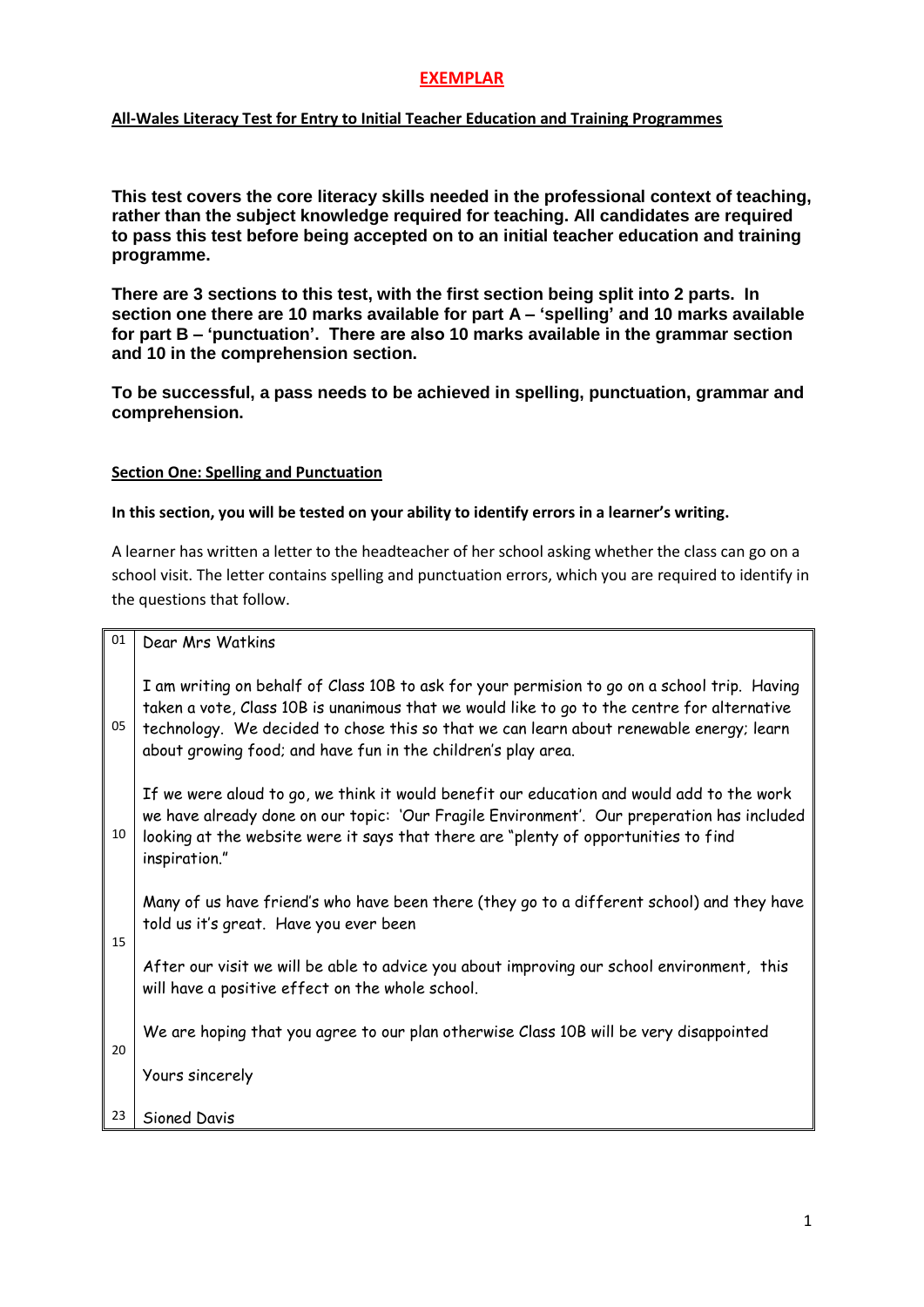**EXEMPLAR**

**All-Wales Literacy Test for Entry to Initial Teacher Education and Training Programmes**

**This test covers the core literacy skills needed in the professional context of teaching, rather than the subject knowledge required for teaching. All candidates are required to pass this test before being accepted on to an initial teacher education and training programme.**

**There are 3 sections to this test, with the first section being split into 2 parts. In section one there are 10 marks available for part A – 'spelling' and 10 marks available for part B – 'punctuation'. There are also 10 marks available in the grammar section and 10 in the comprehension section.**

**To be successful, a pass needs to be achieved in spelling, punctuation, grammar and comprehension.**

## Section One: Spelling and Punctuation

**In this section, you will be tested on your ability to identify errors in a learner's writing.**

A learner has written a letter to the headteacher of her school asking whether the class can go on a school visit. The letter contains spelling and punctuation errors, which you are required to identify in the questions that follow.

| Line | Text |
|---|---|
| 01 | Dear Mrs Watkins |
| | |
| | I am writing on behalf of Class 10B to ask for your permision to go on a school trip. Having |
| | taken a vote, Class 10B is unanimous that we would like to go to the centre for alternative |
| 05 | technology. We decided to chose this so that we can learn about renewable energy; learn |
| | about growing food; and have fun in the children's play area. |
| | |
| | If we were aloud to go, we think it would benefit our education and would add to the work |
| | we have already done on our topic: 'Our Fragile Environment'. Our preperation has included |
| 10 | looking at the website were it says that there are "plenty of opportunities to find |
| | inspiration." |
| | |
| | Many of us have friend's who have been there (they go to a different school) and they have |
| | told us it's great. Have you ever been |
| 15 | |
| | After our visit we will be able to advice you about improving our school environment, this |
| | will have a positive effect on the whole school. |
| | |
| 20 | We are hoping that you agree to our plan otherwise Class 10B will be very disappointed |
| | |
| | Yours sincerely |
| | |
| 23 | Sioned Davis |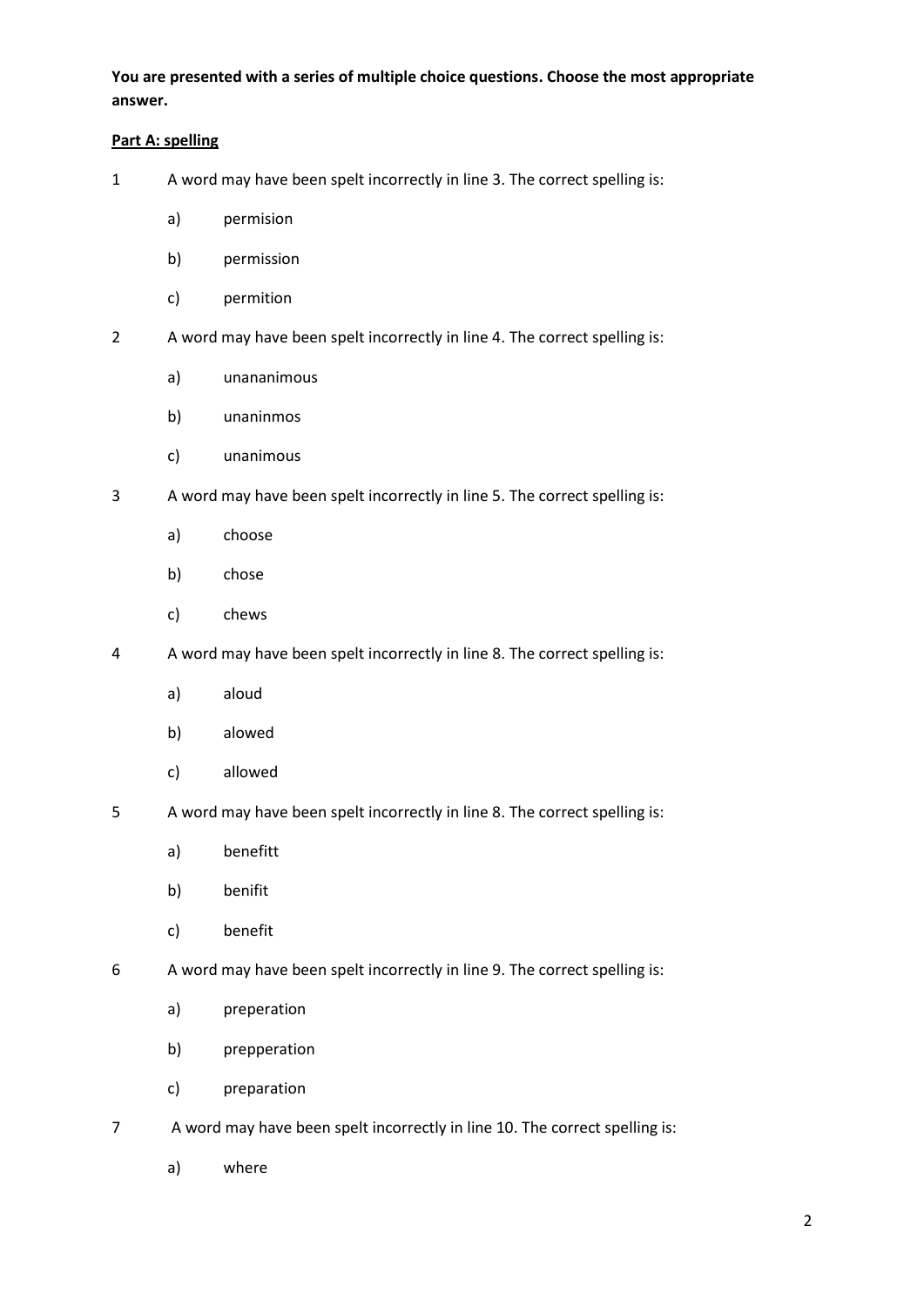**You are presented with a series of multiple choice questions. Choose the most appropriate answer.**

**Part A: spelling**

1 A word may have been spelt incorrectly in line 3. The correct spelling is:

   a) permision

   b) permission

   c) permition

2 A word may have been spelt incorrectly in line 4. The correct spelling is:

   a) unananimous

   b) unaninmos

   c) unanimous

3 A word may have been spelt incorrectly in line 5. The correct spelling is:

   a) choose

   b) chose

   c) chews

4 A word may have been spelt incorrectly in line 8. The correct spelling is:

   a) aloud

   b) alowed

   c) allowed

5 A word may have been spelt incorrectly in line 8. The correct spelling is:

   a) benefitt

   b) benifit

   c) benefit

6 A word may have been spelt incorrectly in line 9. The correct spelling is:

   a) preperation

   b) prepperation

   c) preparation

7 A word may have been spelt incorrectly in line 10. The correct spelling is:

   a) where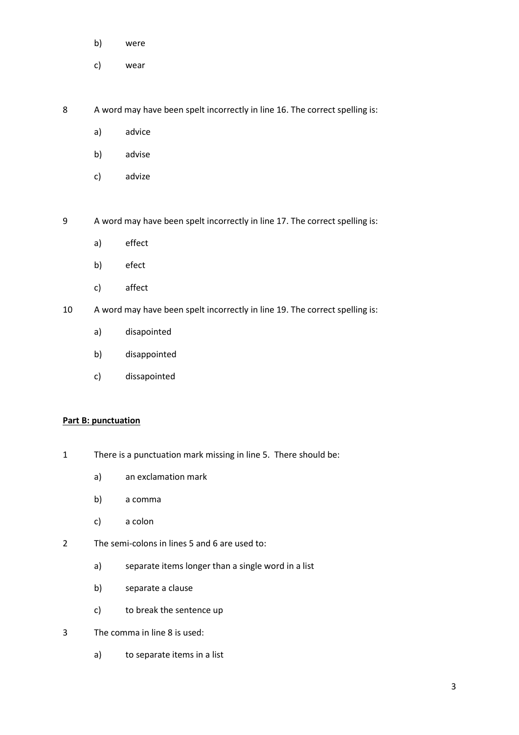b) were

c) wear

8 A word may have been spelt incorrectly in line 16. The correct spelling is:

a) advice

b) advise

c) advize

9 A word may have been spelt incorrectly in line 17. The correct spelling is:

a) effect

b) efect

c) affect

10 A word may have been spelt incorrectly in line 19. The correct spelling is:

a) disapointed

b) disappointed

c) dissapointed

**Part B: punctuation**

1 There is a punctuation mark missing in line 5. There should be:

a) an exclamation mark

b) a comma

c) a colon

2 The semi-colons in lines 5 and 6 are used to:

a) separate items longer than a single word in a list

b) separate a clause

c) to break the sentence up

3 The comma in line 8 is used:

a) to separate items in a list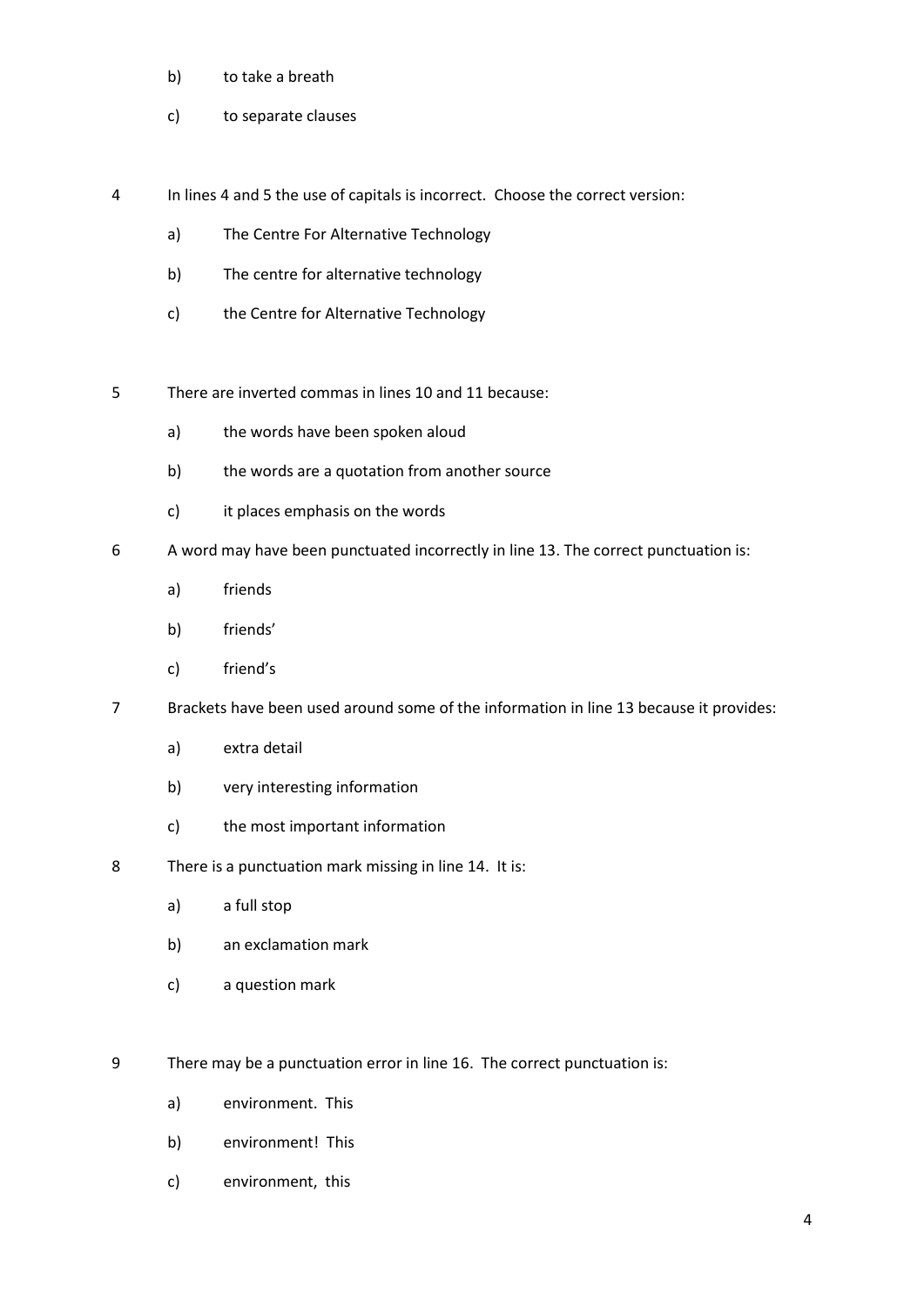b) to take a breath

c) to separate clauses

4 In lines 4 and 5 the use of capitals is incorrect. Choose the correct version:

a) The Centre For Alternative Technology

b) The centre for alternative technology

c) the Centre for Alternative Technology

5 There are inverted commas in lines 10 and 11 because:

a) the words have been spoken aloud

b) the words are a quotation from another source

c) it places emphasis on the words

6 A word may have been punctuated incorrectly in line 13. The correct punctuation is:

a) friends

b) friends'

c) friend's

7 Brackets have been used around some of the information in line 13 because it provides:

a) extra detail

b) very interesting information

c) the most important information

8 There is a punctuation mark missing in line 14. It is:

a) a full stop

b) an exclamation mark

c) a question mark

9 There may be a punctuation error in line 16. The correct punctuation is:

a) environment. This

b) environment! This

c) environment, this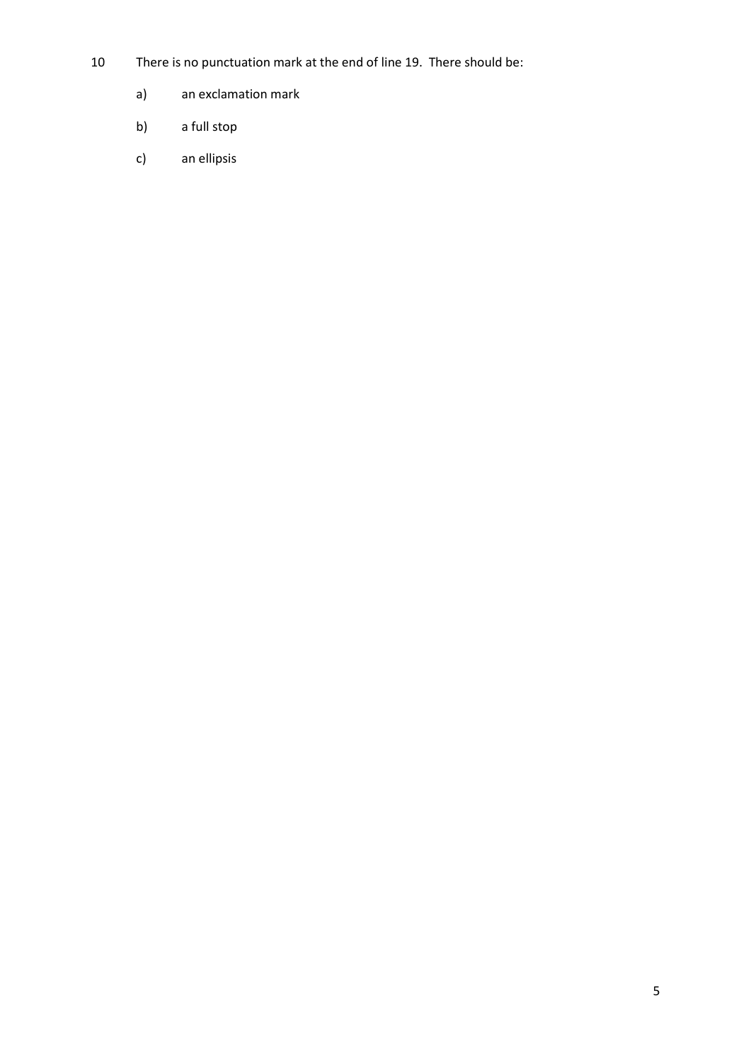10 There is no punctuation mark at the end of line 19. There should be:

a) an exclamation mark

b) a full stop

c) an ellipsis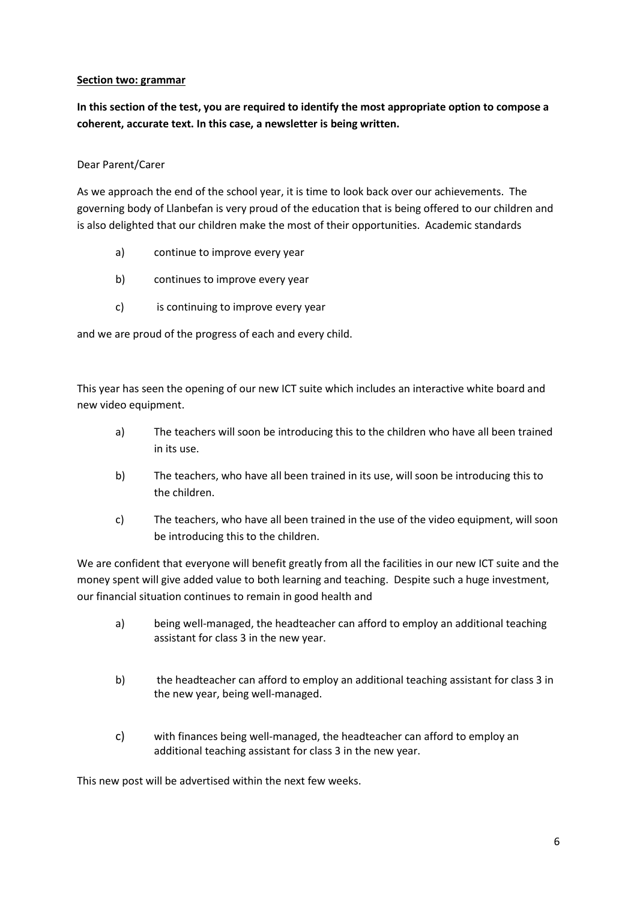**Section two: grammar**

**In this section of the test, you are required to identify the most appropriate option to compose a coherent, accurate text. In this case, a newsletter is being written.**

Dear Parent/Carer

As we approach the end of the school year, it is time to look back over our achievements. The governing body of Llanbefan is very proud of the education that is being offered to our children and is also delighted that our children make the most of their opportunities. Academic standards

a) continue to improve every year

b) continues to improve every year

c) is continuing to improve every year

and we are proud of the progress of each and every child.

This year has seen the opening of our new ICT suite which includes an interactive white board and new video equipment.

a) The teachers will soon be introducing this to the children who have all been trained in its use.

b) The teachers, who have all been trained in its use, will soon be introducing this to the children.

c) The teachers, who have all been trained in the use of the video equipment, will soon be introducing this to the children.

We are confident that everyone will benefit greatly from all the facilities in our new ICT suite and the money spent will give added value to both learning and teaching. Despite such a huge investment, our financial situation continues to remain in good health and

a) being well-managed, the headteacher can afford to employ an additional teaching assistant for class 3 in the new year.

b) the headteacher can afford to employ an additional teaching assistant for class 3 in the new year, being well-managed.

c) with finances being well-managed, the headteacher can afford to employ an additional teaching assistant for class 3 in the new year.

This new post will be advertised within the next few weeks.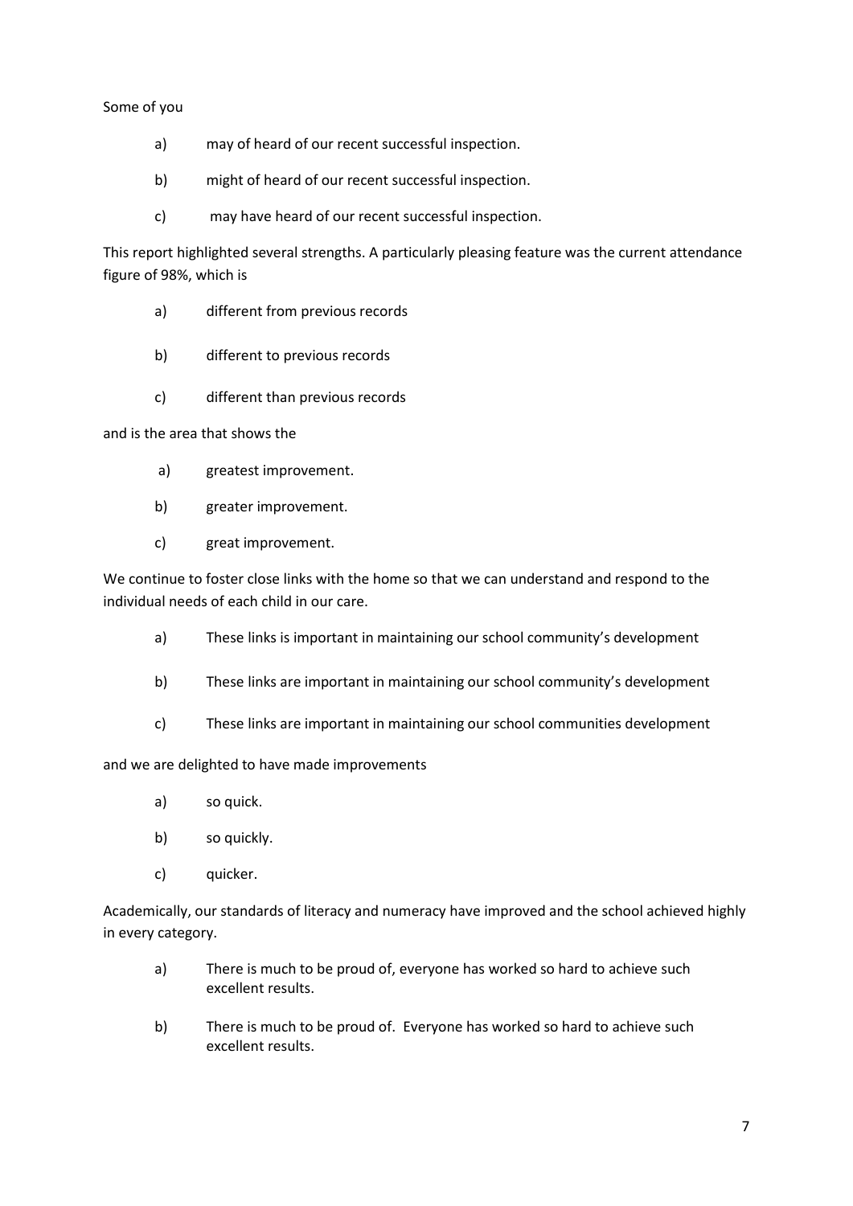Some of you

a) may of heard of our recent successful inspection.

b) might of heard of our recent successful inspection.

c) may have heard of our recent successful inspection.

This report highlighted several strengths. A particularly pleasing feature was the current attendance figure of 98%, which is

a) different from previous records

b) different to previous records

c) different than previous records

and is the area that shows the

a) greatest improvement.

b) greater improvement.

c) great improvement.

We continue to foster close links with the home so that we can understand and respond to the individual needs of each child in our care.

a) These links is important in maintaining our school community's development

b) These links are important in maintaining our school community's development

c) These links are important in maintaining our school communities development

and we are delighted to have made improvements

a) so quick.

b) so quickly.

c) quicker.

Academically, our standards of literacy and numeracy have improved and the school achieved highly in every category.

a) There is much to be proud of, everyone has worked so hard to achieve such excellent results.

b) There is much to be proud of. Everyone has worked so hard to achieve such excellent results.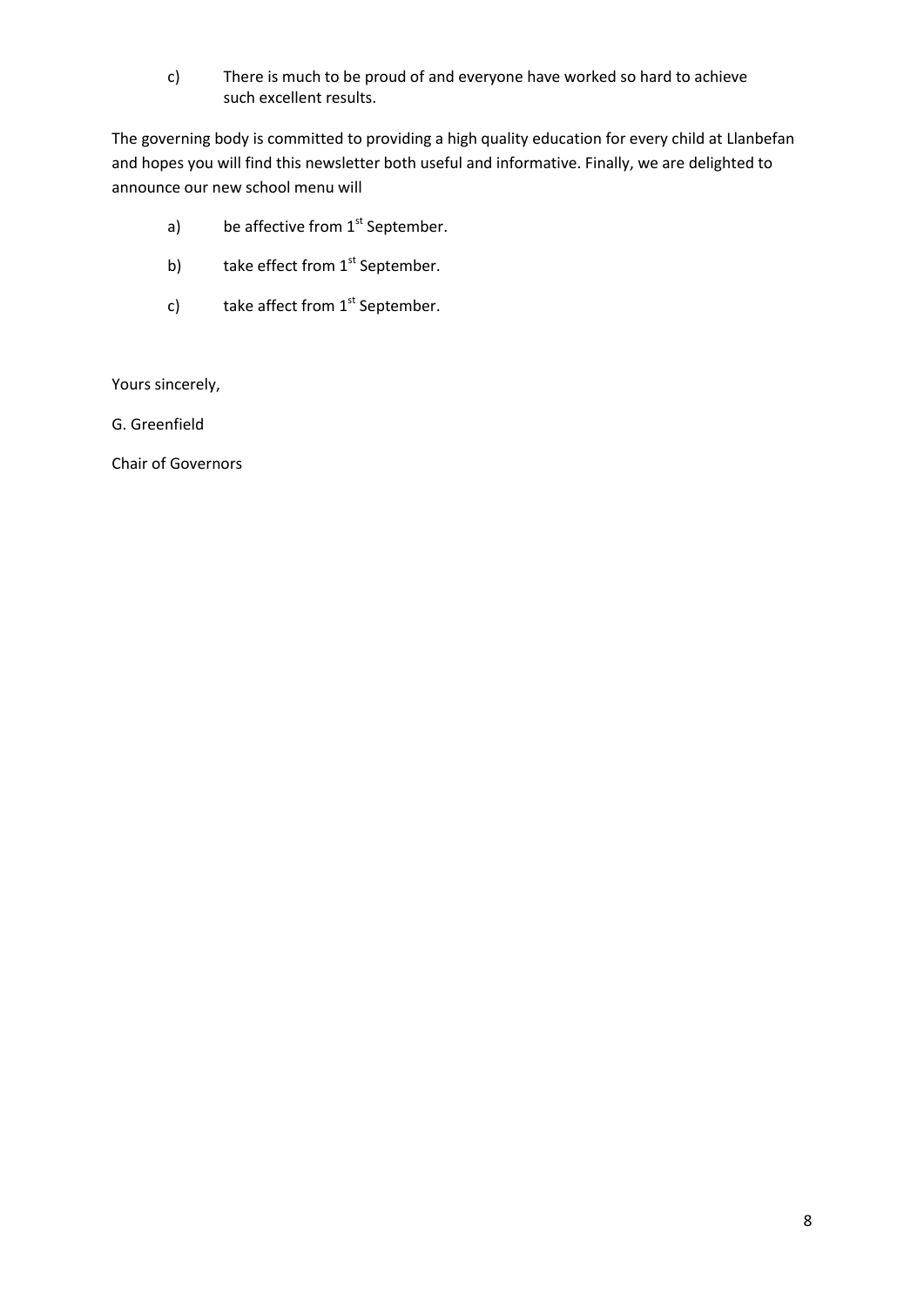c) There is much to be proud of and everyone have worked so hard to achieve such excellent results.

The governing body is committed to providing a high quality education for every child at Llanbefan and hopes you will find this newsletter both useful and informative. Finally, we are delighted to announce our new school menu will

a) be affective from 1st September.

b) take effect from 1st September.

c) take affect from 1st September.

Yours sincerely,

G. Greenfield

Chair of Governors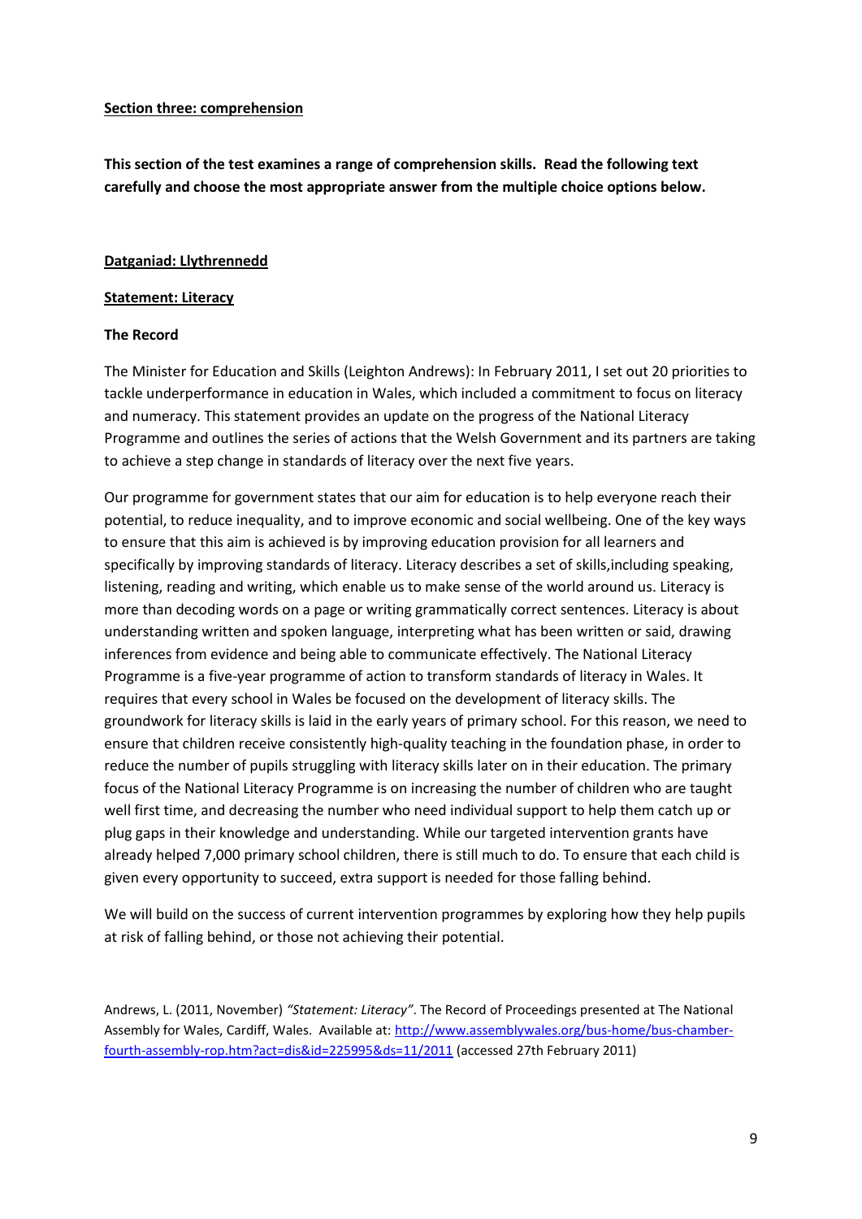## Section three: comprehension

**This section of the test examines a range of comprehension skills. Read the following text carefully and choose the most appropriate answer from the multiple choice options below.**

### Datganiad: Llythrennedd

### Statement: Literacy

**The Record**

The Minister for Education and Skills (Leighton Andrews): In February 2011, I set out 20 priorities to tackle underperformance in education in Wales, which included a commitment to focus on literacy and numeracy. This statement provides an update on the progress of the National Literacy Programme and outlines the series of actions that the Welsh Government and its partners are taking to achieve a step change in standards of literacy over the next five years.

Our programme for government states that our aim for education is to help everyone reach their potential, to reduce inequality, and to improve economic and social wellbeing. One of the key ways to ensure that this aim is achieved is by improving education provision for all learners and specifically by improving standards of literacy. Literacy describes a set of skills,including speaking, listening, reading and writing, which enable us to make sense of the world around us. Literacy is more than decoding words on a page or writing grammatically correct sentences. Literacy is about understanding written and spoken language, interpreting what has been written or said, drawing inferences from evidence and being able to communicate effectively. The National Literacy Programme is a five-year programme of action to transform standards of literacy in Wales. It requires that every school in Wales be focused on the development of literacy skills. The groundwork for literacy skills is laid in the early years of primary school. For this reason, we need to ensure that children receive consistently high-quality teaching in the foundation phase, in order to reduce the number of pupils struggling with literacy skills later on in their education. The primary focus of the National Literacy Programme is on increasing the number of children who are taught well first time, and decreasing the number who need individual support to help them catch up or plug gaps in their knowledge and understanding. While our targeted intervention grants have already helped 7,000 primary school children, there is still much to do. To ensure that each child is given every opportunity to succeed, extra support is needed for those falling behind.

We will build on the success of current intervention programmes by exploring how they help pupils at risk of falling behind, or those not achieving their potential.

Andrews, L. (2011, November) *"Statement: Literacy"*. The Record of Proceedings presented at The National Assembly for Wales, Cardiff, Wales. Available at: [http://www.assemblywales.org/bus-home/bus-chamber-fourth-assembly-rop.htm?act=dis&id=225995&ds=11/2011](http://www.assemblywales.org/bus-home/bus-chamber-fourth-assembly-rop.htm?act=dis&id=225995&ds=11/2011) (accessed 27th February 2011)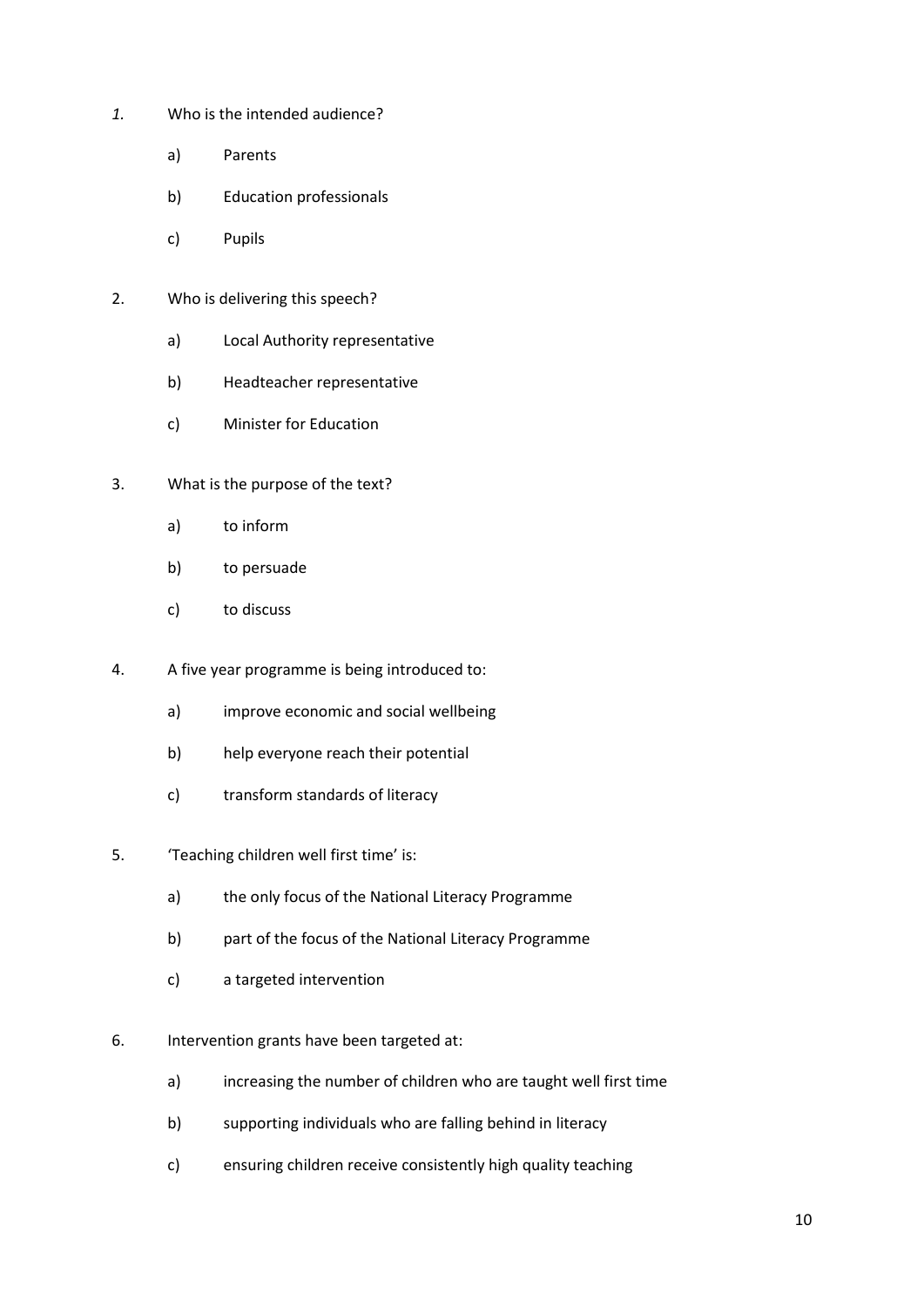*1.* Who is the intended audience?

   a) Parents

   b) Education professionals

   c) Pupils

2. Who is delivering this speech?

   a) Local Authority representative

   b) Headteacher representative

   c) Minister for Education

3. What is the purpose of the text?

   a) to inform

   b) to persuade

   c) to discuss

4. A five year programme is being introduced to:

   a) improve economic and social wellbeing

   b) help everyone reach their potential

   c) transform standards of literacy

5. 'Teaching children well first time' is:

   a) the only focus of the National Literacy Programme

   b) part of the focus of the National Literacy Programme

   c) a targeted intervention

6. Intervention grants have been targeted at:

   a) increasing the number of children who are taught well first time

   b) supporting individuals who are falling behind in literacy

   c) ensuring children receive consistently high quality teaching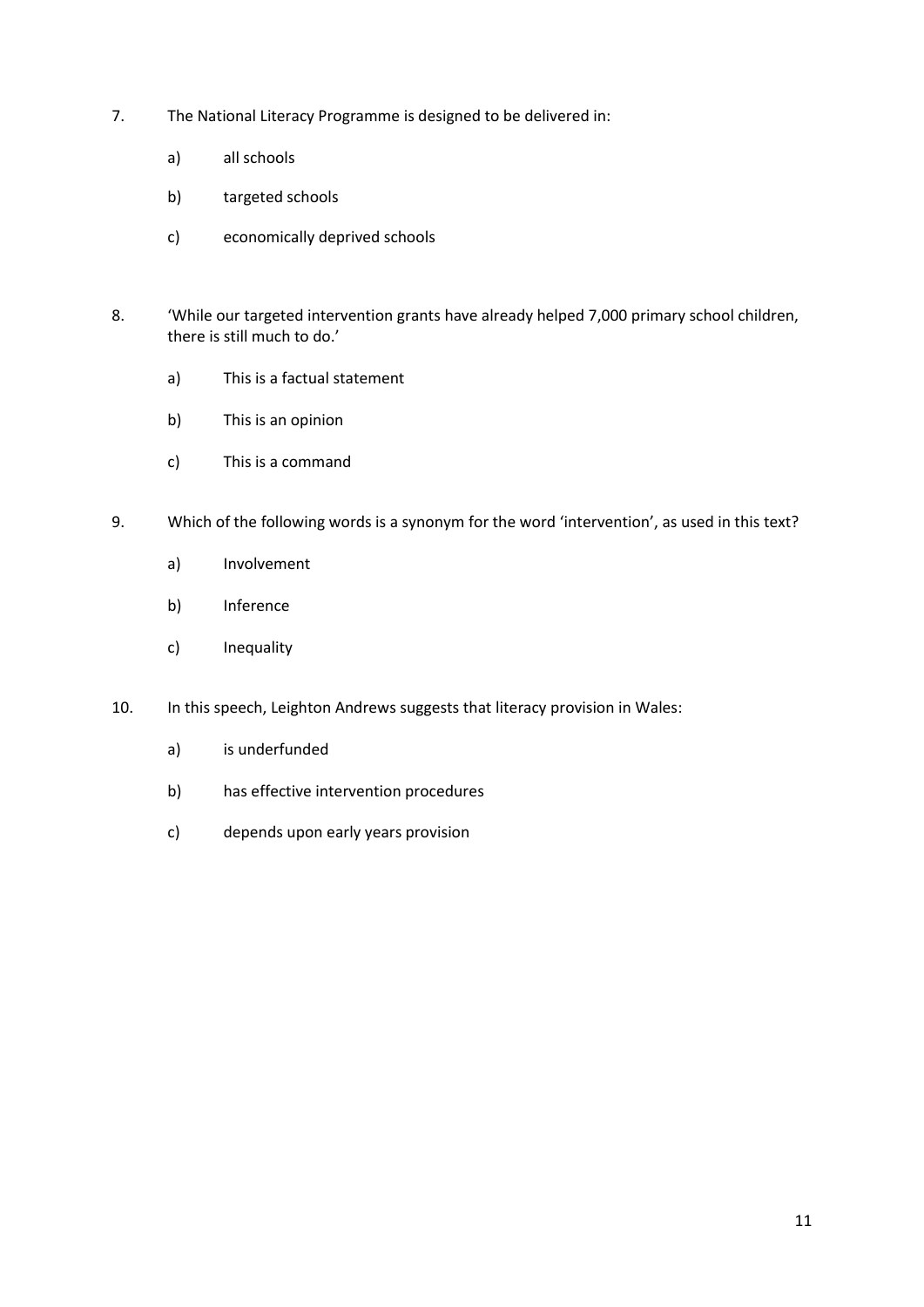7. The National Literacy Programme is designed to be delivered in:

   a) all schools

   b) targeted schools

   c) economically deprived schools

8. 'While our targeted intervention grants have already helped 7,000 primary school children, there is still much to do.'

   a) This is a factual statement

   b) This is an opinion

   c) This is a command

9. Which of the following words is a synonym for the word 'intervention', as used in this text?

   a) Involvement

   b) Inference

   c) Inequality

10. In this speech, Leighton Andrews suggests that literacy provision in Wales:

    a) is underfunded

    b) has effective intervention procedures

    c) depends upon early years provision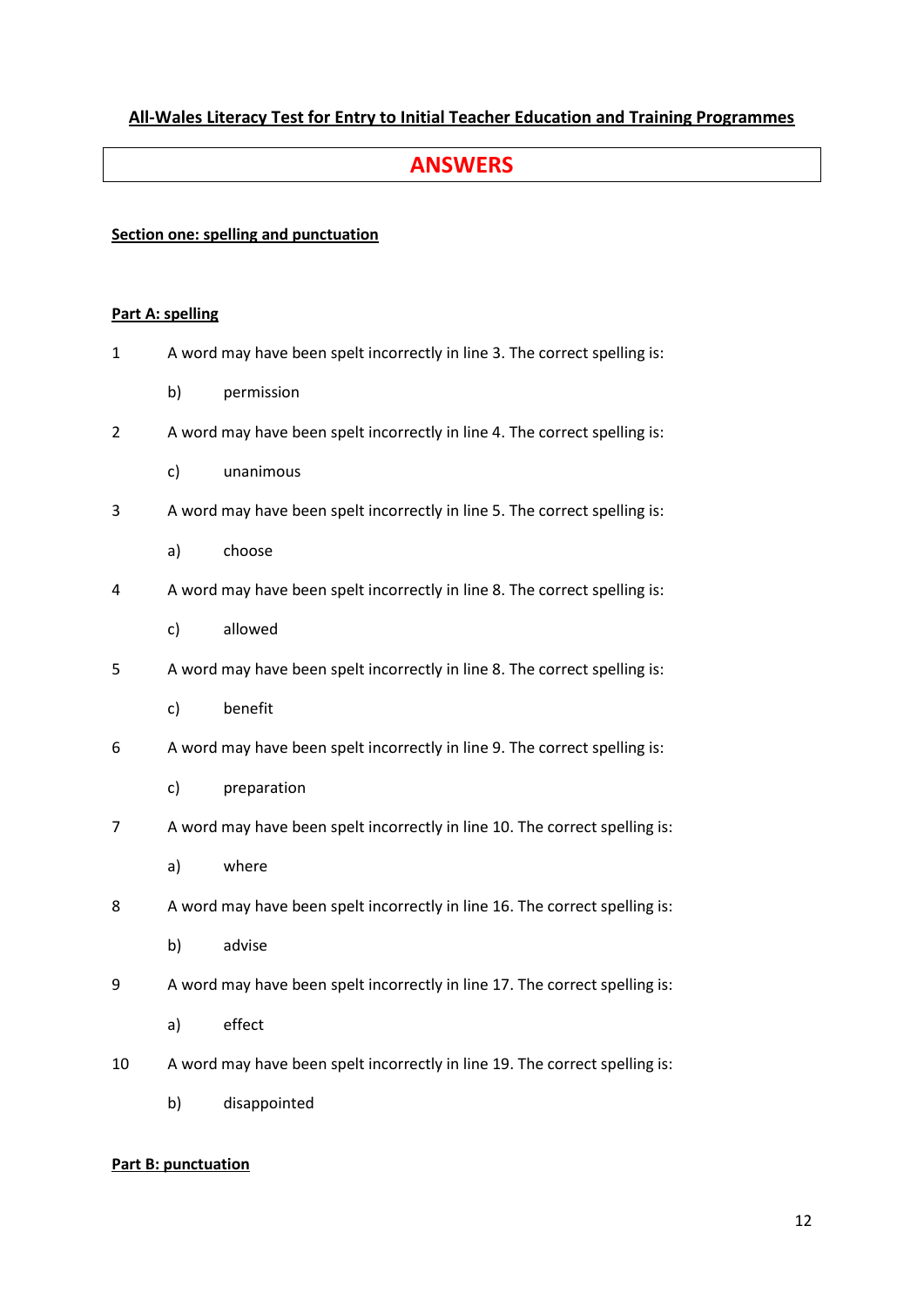**All-Wales Literacy Test for Entry to Initial Teacher Education and Training Programmes**

# ANSWERS

**Section one: spelling and punctuation**

**Part A: spelling**

1 A word may have been spelt incorrectly in line 3. The correct spelling is:

  b) permission

2 A word may have been spelt incorrectly in line 4. The correct spelling is:

  c) unanimous

3 A word may have been spelt incorrectly in line 5. The correct spelling is:

  a) choose

4 A word may have been spelt incorrectly in line 8. The correct spelling is:

  c) allowed

5 A word may have been spelt incorrectly in line 8. The correct spelling is:

  c) benefit

6 A word may have been spelt incorrectly in line 9. The correct spelling is:

  c) preparation

7 A word may have been spelt incorrectly in line 10. The correct spelling is:

  a) where

8 A word may have been spelt incorrectly in line 16. The correct spelling is:

  b) advise

9 A word may have been spelt incorrectly in line 17. The correct spelling is:

  a) effect

10 A word may have been spelt incorrectly in line 19. The correct spelling is:

  b) disappointed

**Part B: punctuation**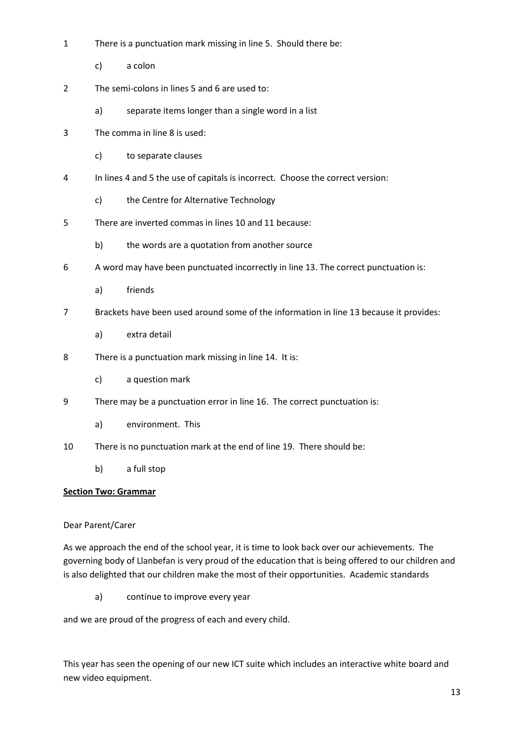1 There is a punctuation mark missing in line 5. Should there be:

   c) a colon

2 The semi-colons in lines 5 and 6 are used to:

   a) separate items longer than a single word in a list

3 The comma in line 8 is used:

   c) to separate clauses

4 In lines 4 and 5 the use of capitals is incorrect. Choose the correct version:

   c) the Centre for Alternative Technology

5 There are inverted commas in lines 10 and 11 because:

   b) the words are a quotation from another source

6 A word may have been punctuated incorrectly in line 13. The correct punctuation is:

   a) friends

7 Brackets have been used around some of the information in line 13 because it provides:

   a) extra detail

8 There is a punctuation mark missing in line 14. It is:

   c) a question mark

9 There may be a punctuation error in line 16. The correct punctuation is:

   a) environment. This

10 There is no punctuation mark at the end of line 19. There should be:

   b) a full stop

**Section Two: Grammar**

Dear Parent/Carer

As we approach the end of the school year, it is time to look back over our achievements. The governing body of Llanbefan is very proud of the education that is being offered to our children and is also delighted that our children make the most of their opportunities. Academic standards

   a) continue to improve every year

and we are proud of the progress of each and every child.

This year has seen the opening of our new ICT suite which includes an interactive white board and new video equipment.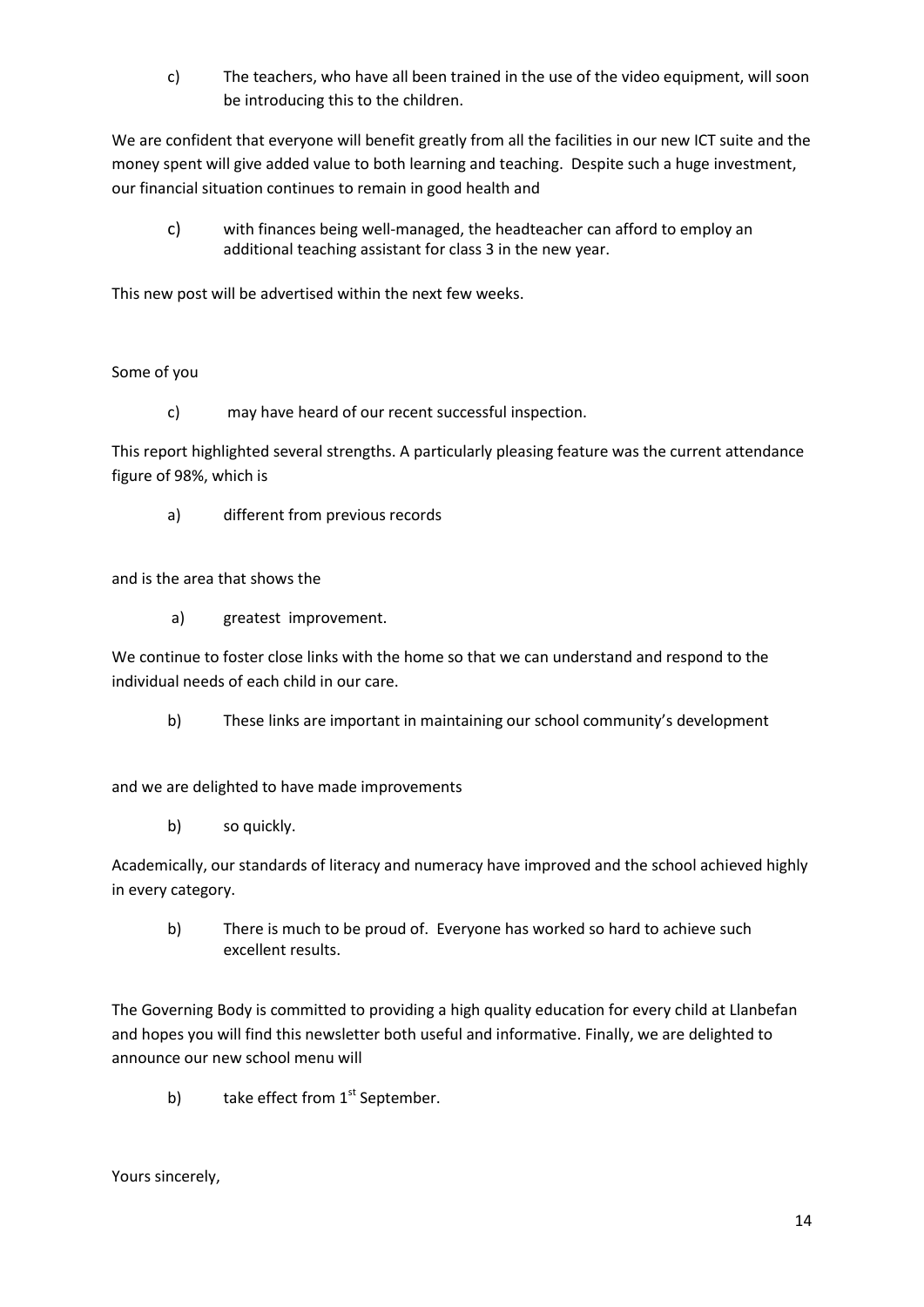c) The teachers, who have all been trained in the use of the video equipment, will soon be introducing this to the children.

We are confident that everyone will benefit greatly from all the facilities in our new ICT suite and the money spent will give added value to both learning and teaching. Despite such a huge investment, our financial situation continues to remain in good health and

c) with finances being well-managed, the headteacher can afford to employ an additional teaching assistant for class 3 in the new year.

This new post will be advertised within the next few weeks.

Some of you

c) may have heard of our recent successful inspection.

This report highlighted several strengths. A particularly pleasing feature was the current attendance figure of 98%, which is

a) different from previous records

and is the area that shows the

a) greatest improvement.

We continue to foster close links with the home so that we can understand and respond to the individual needs of each child in our care.

b) These links are important in maintaining our school community's development

and we are delighted to have made improvements

b) so quickly.

Academically, our standards of literacy and numeracy have improved and the school achieved highly in every category.

b) There is much to be proud of. Everyone has worked so hard to achieve such excellent results.

The Governing Body is committed to providing a high quality education for every child at Llanbefan and hopes you will find this newsletter both useful and informative. Finally, we are delighted to announce our new school menu will

b) take effect from 1st September.

Yours sincerely,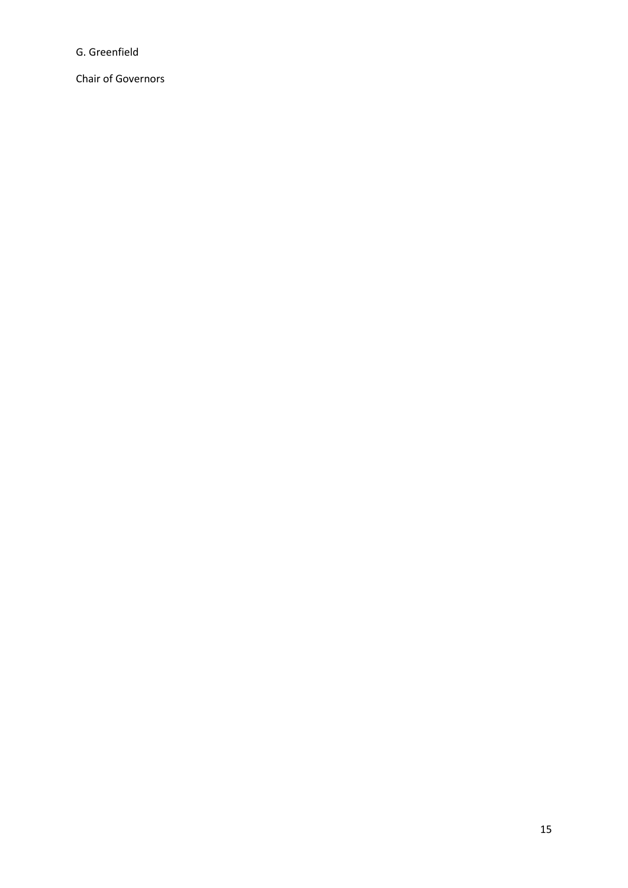G. Greenfield

Chair of Governors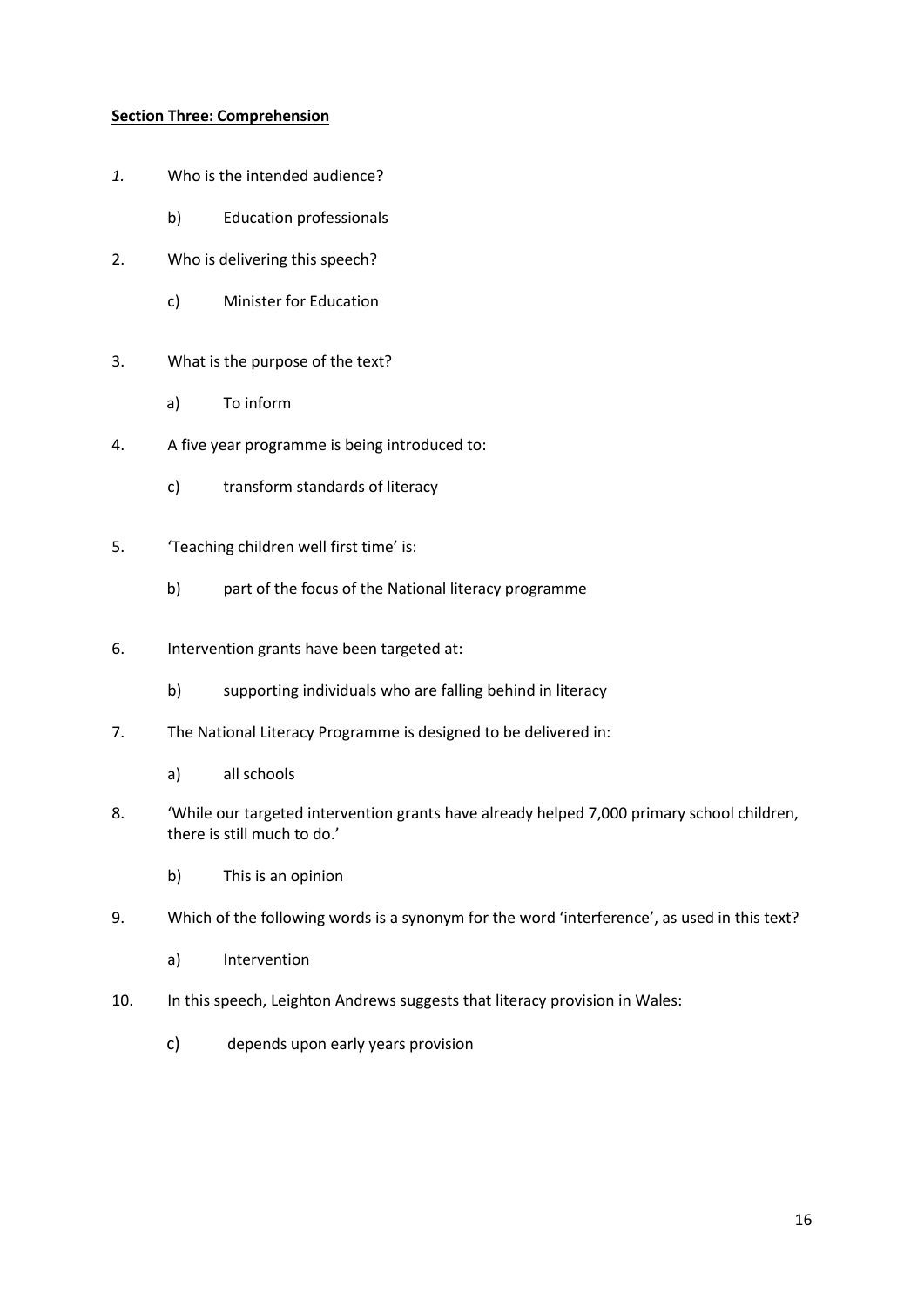## Section Three: Comprehension

*1.* Who is the intended audience?

  b) Education professionals

2. Who is delivering this speech?

  c) Minister for Education

3. What is the purpose of the text?

  a) To inform

4. A five year programme is being introduced to:

  c) transform standards of literacy

5. 'Teaching children well first time' is:

  b) part of the focus of the National literacy programme

6. Intervention grants have been targeted at:

  b) supporting individuals who are falling behind in literacy

7. The National Literacy Programme is designed to be delivered in:

  a) all schools

8. 'While our targeted intervention grants have already helped 7,000 primary school children, there is still much to do.'

  b) This is an opinion

9. Which of the following words is a synonym for the word 'interference', as used in this text?

  a) Intervention

10. In this speech, Leighton Andrews suggests that literacy provision in Wales:

  c) depends upon early years provision